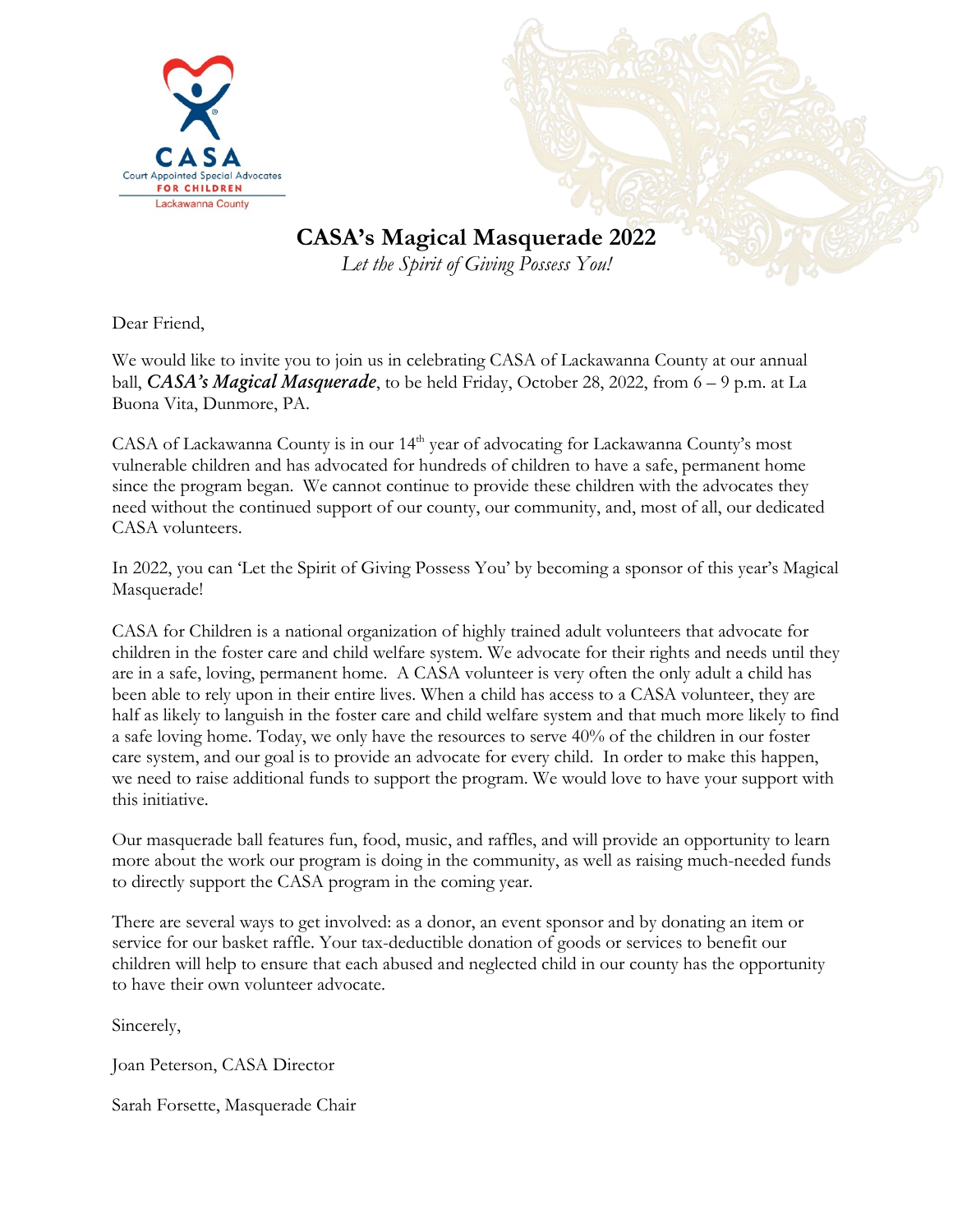CASA
Court Appointed Special Advocates
FOR CHILDREN
Lackawanna County

# CASA's Magical Masquerade 2022

*Let the Spirit of Giving Possess You!*

Dear Friend,

We would like to invite you to join us in celebrating CASA of Lackawanna County at our annual ball, ***CASA's Magical Masquerade***, to be held Friday, October 28, 2022, from 6 – 9 p.m. at La Buona Vita, Dunmore, PA.

CASA of Lackawanna County is in our 14th year of advocating for Lackawanna County's most vulnerable children and has advocated for hundreds of children to have a safe, permanent home since the program began. We cannot continue to provide these children with the advocates they need without the continued support of our county, our community, and, most of all, our dedicated CASA volunteers.

In 2022, you can 'Let the Spirit of Giving Possess You' by becoming a sponsor of this year's Magical Masquerade!

CASA for Children is a national organization of highly trained adult volunteers that advocate for children in the foster care and child welfare system. We advocate for their rights and needs until they are in a safe, loving, permanent home. A CASA volunteer is very often the only adult a child has been able to rely upon in their entire lives. When a child has access to a CASA volunteer, they are half as likely to languish in the foster care and child welfare system and that much more likely to find a safe loving home. Today, we only have the resources to serve 40% of the children in our foster care system, and our goal is to provide an advocate for every child. In order to make this happen, we need to raise additional funds to support the program. We would love to have your support with this initiative.

Our masquerade ball features fun, food, music, and raffles, and will provide an opportunity to learn more about the work our program is doing in the community, as well as raising much-needed funds to directly support the CASA program in the coming year.

There are several ways to get involved: as a donor, an event sponsor and by donating an item or service for our basket raffle. Your tax-deductible donation of goods or services to benefit our children will help to ensure that each abused and neglected child in our county has the opportunity to have their own volunteer advocate.

Sincerely,

Joan Peterson, CASA Director

Sarah Forsette, Masquerade Chair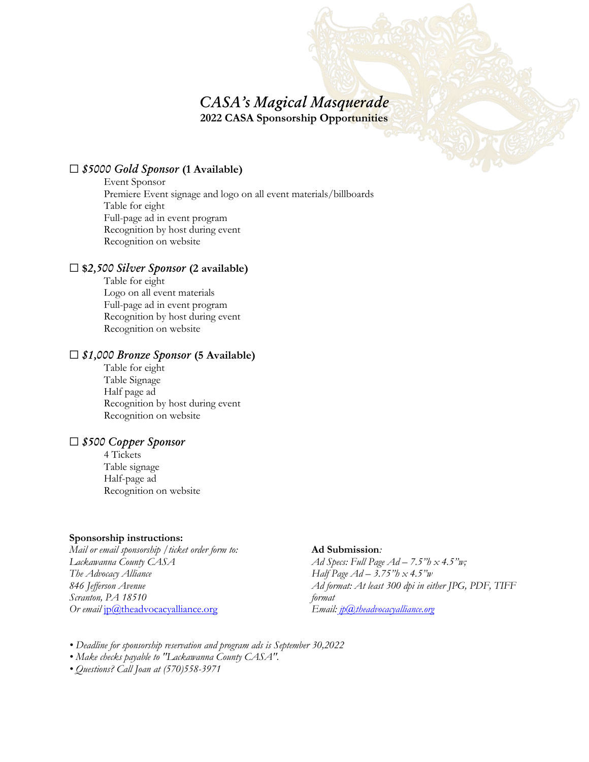# *CASA's Magical Masquerade*

**2022 CASA Sponsorship Opportunities**

☐ ***$5000 Gold Sponsor* (1 Available)**

Event Sponsor
Premiere Event signage and logo on all event materials/billboards
Table for eight
Full-page ad in event program
Recognition by host during event
Recognition on website

☐ **$*2,500 Silver Sponsor* (2 available)**

Table for eight
Logo on all event materials
Full-page ad in event program
Recognition by host during event
Recognition on website

☐ ***$1,000 Bronze Sponsor* (5 Available)**

Table for eight
Table Signage
Half page ad
Recognition by host during event
Recognition on website

☐ ***$500 Copper Sponsor***

4 Tickets
Table signage
Half-page ad
Recognition on website

**Sponsorship instructions:**

*Mail or email sponsorship / ticket order form to:*
*Lackawanna County CASA*
*The Advocacy Alliance*
*846 Jefferson Avenue*
*Scranton, PA 18510*
*Or email* jp@theadvocacyalliance.org

**Ad Submission***:*

*Ad Specs: Full Page Ad – 7.5"h x 4.5"w;*
*Half Page Ad – 3.75"h x 4.5"w*
*Ad format: At least 300 dpi in either JPG, PDF, TIFF format*
*Email: jp@theadvocacyalliance.org*

- *Deadline for sponsorship reservation and program ads is September 30,2022*
- *Make checks payable to "Lackawanna County CASA".*
- *Questions? Call Joan at (570)558-3971*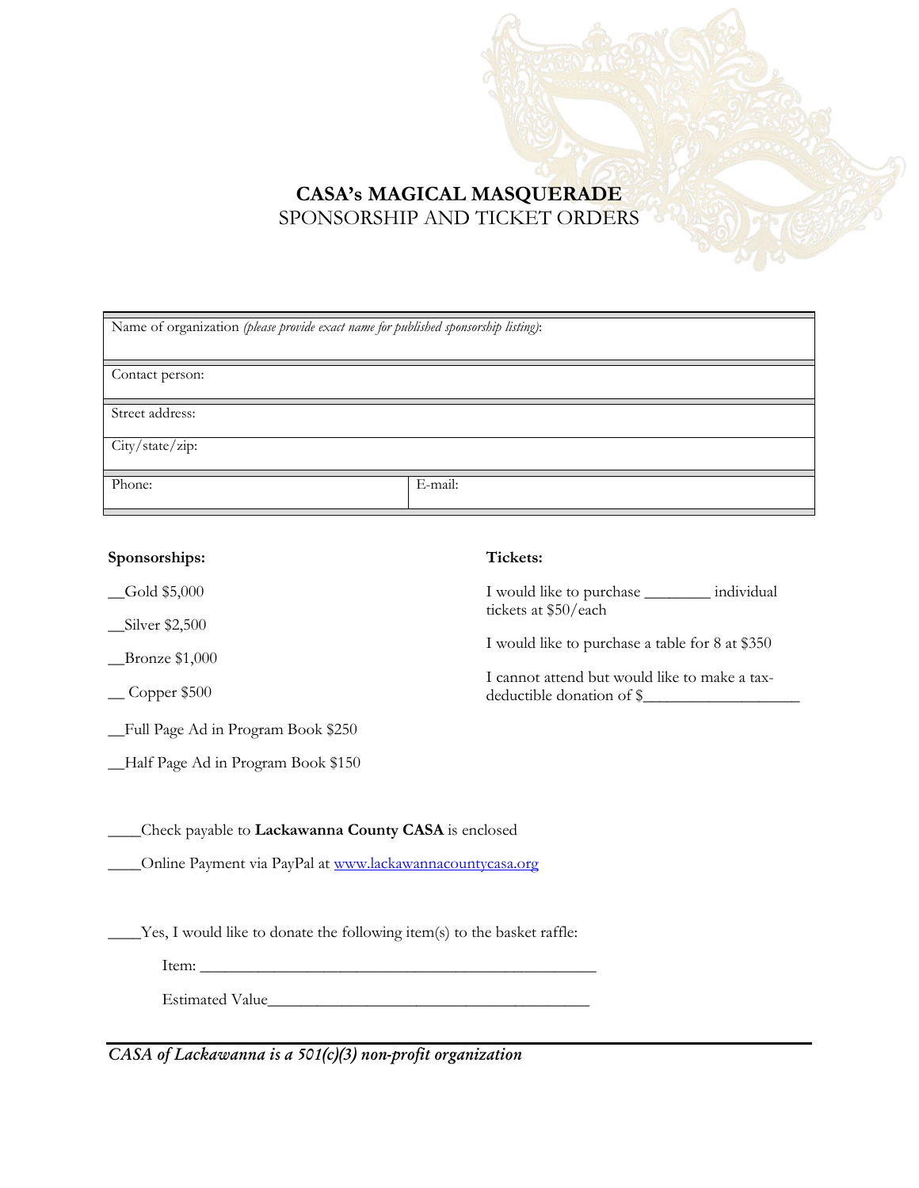# **CASA's MAGICAL MASQUERADE**

## SPONSORSHIP AND TICKET ORDERS

| | |
|---|---|
| Name of organization *(please provide exact name for published sponsorship listing)*: | |
| Contact person: | |
| Street address: | |
| City/state/zip: | |
| Phone: | E-mail: |

**Sponsorships:**

__Gold $5,000

__Silver $2,500

__Bronze $1,000

__ Copper $500

__Full Page Ad in Program Book $250

__Half Page Ad in Program Book $150

**Tickets:**

I would like to purchase ________ individual tickets at $50/each

I would like to purchase a table for 8 at $350

I cannot attend but would like to make a tax-deductible donation of $__________________

____Check payable to **Lackawanna County CASA** is enclosed

____Online Payment via PayPal at www.lackawannacountycasa.org

____Yes, I would like to donate the following item(s) to the basket raffle:

Item: ________________________________________________

Estimated Value______________________________________

*CASA of Lackawanna is a 501(c)(3) non-profit organization*